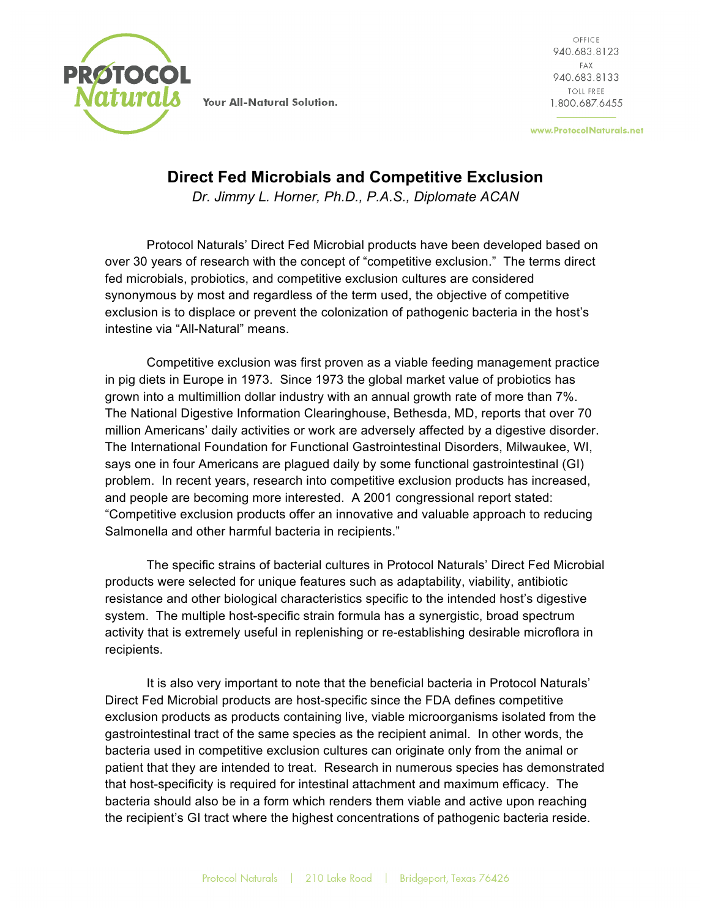# Direct Fed Microbials and Competitive Exclusion

*Dr. Jimmy L. Horner, Ph.D., P.A.S., Diplomate ACAN*

Protocol Naturals' Direct Fed Microbial products have been developed based on over 30 years of research with the concept of "competitive exclusion." The terms direct fed microbials, probiotics, and competitive exclusion cultures are considered synonymous by most and regardless of the term used, the objective of competitive exclusion is to displace or prevent the colonization of pathogenic bacteria in the host's intestine via "All-Natural" means.

Competitive exclusion was first proven as a viable feeding management practice in pig diets in Europe in 1973. Since 1973 the global market value of probiotics has grown into a multimillion dollar industry with an annual growth rate of more than 7%. The National Digestive Information Clearinghouse, Bethesda, MD, reports that over 70 million Americans' daily activities or work are adversely affected by a digestive disorder. The International Foundation for Functional Gastrointestinal Disorders, Milwaukee, WI, says one in four Americans are plagued daily by some functional gastrointestinal (GI) problem. In recent years, research into competitive exclusion products has increased, and people are becoming more interested. A 2001 congressional report stated: "Competitive exclusion products offer an innovative and valuable approach to reducing Salmonella and other harmful bacteria in recipients."

The specific strains of bacterial cultures in Protocol Naturals' Direct Fed Microbial products were selected for unique features such as adaptability, viability, antibiotic resistance and other biological characteristics specific to the intended host's digestive system. The multiple host-specific strain formula has a synergistic, broad spectrum activity that is extremely useful in replenishing or re-establishing desirable microflora in recipients.

It is also very important to note that the beneficial bacteria in Protocol Naturals' Direct Fed Microbial products are host-specific since the FDA defines competitive exclusion products as products containing live, viable microorganisms isolated from the gastrointestinal tract of the same species as the recipient animal. In other words, the bacteria used in competitive exclusion cultures can originate only from the animal or patient that they are intended to treat. Research in numerous species has demonstrated that host-specificity is required for intestinal attachment and maximum efficacy. The bacteria should also be in a form which renders them viable and active upon reaching the recipient's GI tract where the highest concentrations of pathogenic bacteria reside.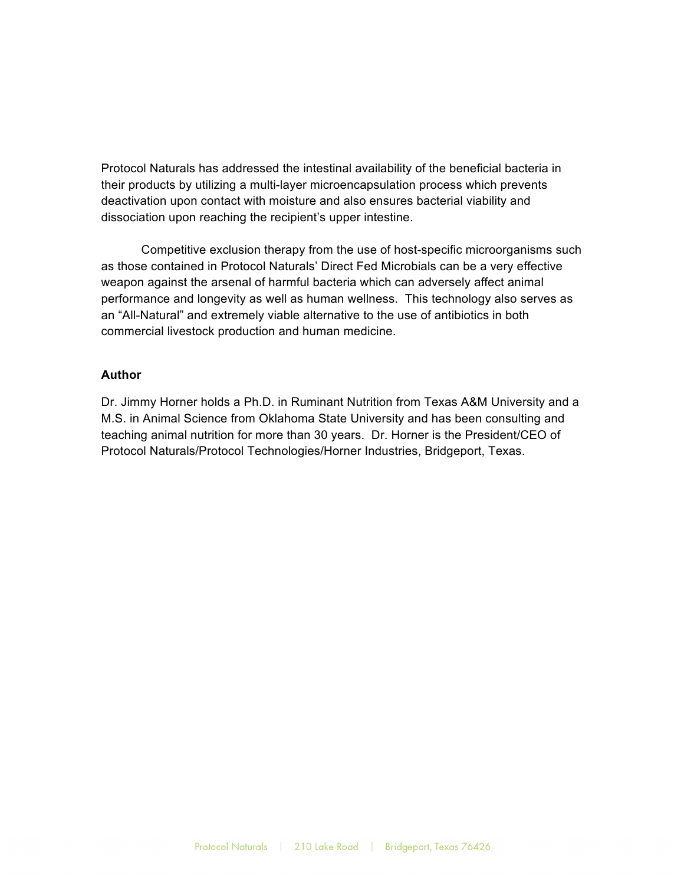Protocol Naturals has addressed the intestinal availability of the beneficial bacteria in their products by utilizing a multi-layer microencapsulation process which prevents deactivation upon contact with moisture and also ensures bacterial viability and dissociation upon reaching the recipient's upper intestine.

Competitive exclusion therapy from the use of host-specific microorganisms such as those contained in Protocol Naturals' Direct Fed Microbials can be a very effective weapon against the arsenal of harmful bacteria which can adversely affect animal performance and longevity as well as human wellness. This technology also serves as an "All-Natural" and extremely viable alternative to the use of antibiotics in both commercial livestock production and human medicine.

**Author**

Dr. Jimmy Horner holds a Ph.D. in Ruminant Nutrition from Texas A&M University and a M.S. in Animal Science from Oklahoma State University and has been consulting and teaching animal nutrition for more than 30 years. Dr. Horner is the President/CEO of Protocol Naturals/Protocol Technologies/Horner Industries, Bridgeport, Texas.